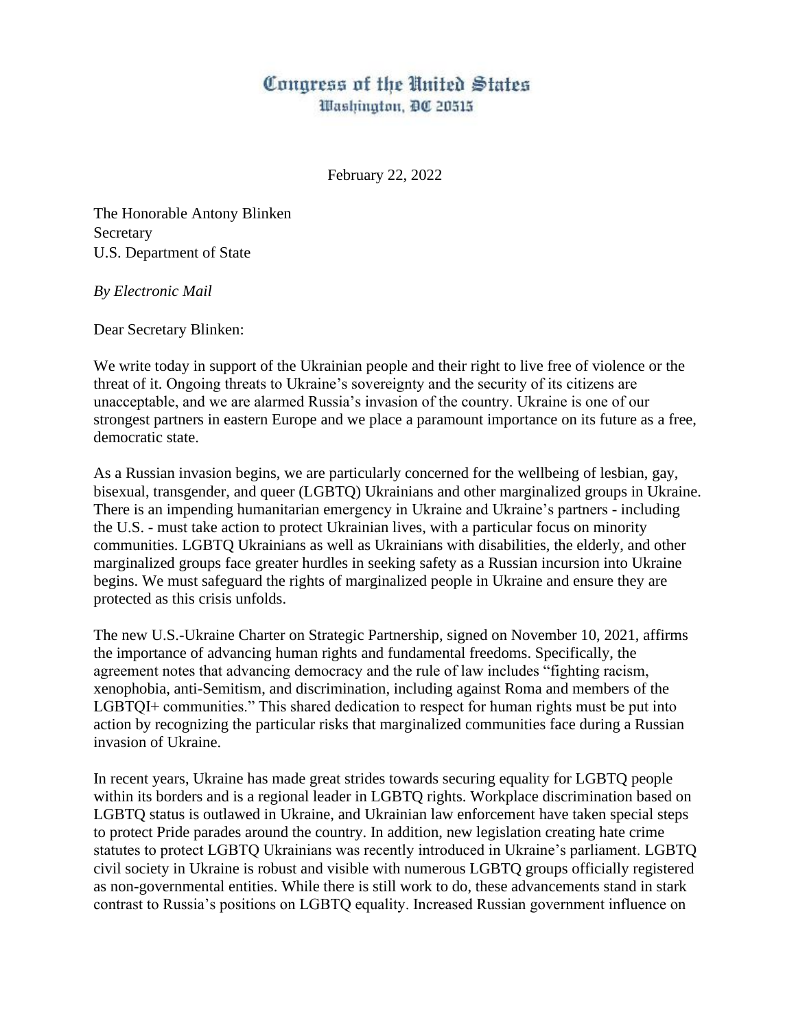# Congress of the United States
Washington, DC 20515

February 22, 2022

The Honorable Antony Blinken
Secretary
U.S. Department of State

*By Electronic Mail*

Dear Secretary Blinken:

We write today in support of the Ukrainian people and their right to live free of violence or the threat of it. Ongoing threats to Ukraine's sovereignty and the security of its citizens are unacceptable, and we are alarmed Russia's invasion of the country. Ukraine is one of our strongest partners in eastern Europe and we place a paramount importance on its future as a free, democratic state.

As a Russian invasion begins, we are particularly concerned for the wellbeing of lesbian, gay, bisexual, transgender, and queer (LGBTQ) Ukrainians and other marginalized groups in Ukraine. There is an impending humanitarian emergency in Ukraine and Ukraine's partners - including the U.S. - must take action to protect Ukrainian lives, with a particular focus on minority communities. LGBTQ Ukrainians as well as Ukrainians with disabilities, the elderly, and other marginalized groups face greater hurdles in seeking safety as a Russian incursion into Ukraine begins. We must safeguard the rights of marginalized people in Ukraine and ensure they are protected as this crisis unfolds.

The new U.S.-Ukraine Charter on Strategic Partnership, signed on November 10, 2021, affirms the importance of advancing human rights and fundamental freedoms. Specifically, the agreement notes that advancing democracy and the rule of law includes "fighting racism, xenophobia, anti-Semitism, and discrimination, including against Roma and members of the LGBTQI+ communities." This shared dedication to respect for human rights must be put into action by recognizing the particular risks that marginalized communities face during a Russian invasion of Ukraine.

In recent years, Ukraine has made great strides towards securing equality for LGBTQ people within its borders and is a regional leader in LGBTQ rights. Workplace discrimination based on LGBTQ status is outlawed in Ukraine, and Ukrainian law enforcement have taken special steps to protect Pride parades around the country. In addition, new legislation creating hate crime statutes to protect LGBTQ Ukrainians was recently introduced in Ukraine's parliament. LGBTQ civil society in Ukraine is robust and visible with numerous LGBTQ groups officially registered as non-governmental entities. While there is still work to do, these advancements stand in stark contrast to Russia's positions on LGBTQ equality. Increased Russian government influence on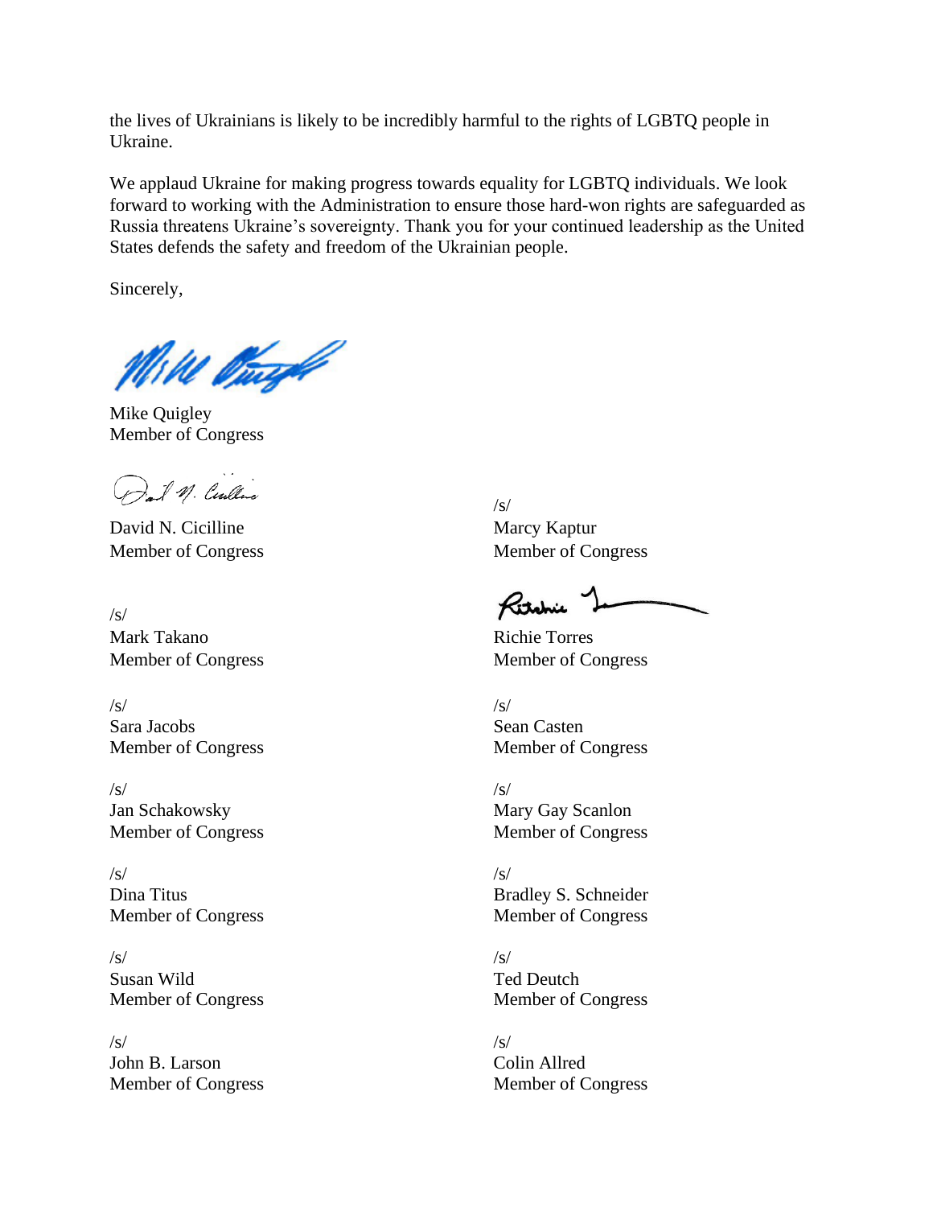the lives of Ukrainians is likely to be incredibly harmful to the rights of LGBTQ people in Ukraine.

We applaud Ukraine for making progress towards equality for LGBTQ individuals. We look forward to working with the Administration to ensure those hard-won rights are safeguarded as Russia threatens Ukraine's sovereignty. Thank you for your continued leadership as the United States defends the safety and freedom of the Ukrainian people.

Sincerely,

Mike Quigley
Member of Congress

David N. Cicilline
Member of Congress

/s/
Mark Takano
Member of Congress

/s/
Sara Jacobs
Member of Congress

/s/
Jan Schakowsky
Member of Congress

/s/
Dina Titus
Member of Congress

/s/
Susan Wild
Member of Congress

/s/
John B. Larson
Member of Congress

/s/
Marcy Kaptur
Member of Congress

Richie Torres
Member of Congress

/s/
Sean Casten
Member of Congress

/s/
Mary Gay Scanlon
Member of Congress

/s/
Bradley S. Schneider
Member of Congress

/s/
Ted Deutch
Member of Congress

/s/
Colin Allred
Member of Congress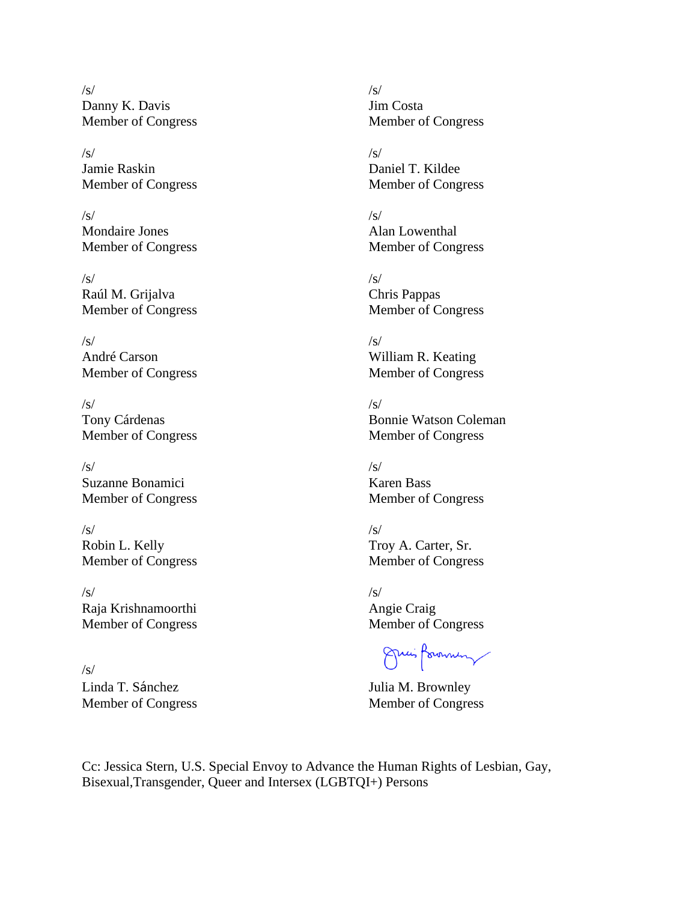/s/
Danny K. Davis
Member of Congress

/s/
Jamie Raskin
Member of Congress

/s/
Mondaire Jones
Member of Congress

/s/
Raúl M. Grijalva
Member of Congress

/s/
André Carson
Member of Congress

/s/
Tony Cárdenas
Member of Congress

/s/
Suzanne Bonamici
Member of Congress

/s/
Robin L. Kelly
Member of Congress

/s/
Raja Krishnamoorthi
Member of Congress

/s/
Linda T. Sánchez
Member of Congress

/s/
Jim Costa
Member of Congress

/s/
Daniel T. Kildee
Member of Congress

/s/
Alan Lowenthal
Member of Congress

/s/
Chris Pappas
Member of Congress

/s/
William R. Keating
Member of Congress

/s/
Bonnie Watson Coleman
Member of Congress

/s/
Karen Bass
Member of Congress

/s/
Troy A. Carter, Sr.
Member of Congress

/s/
Angie Craig
Member of Congress

Julia M. Brownley
Member of Congress

Cc: Jessica Stern, U.S. Special Envoy to Advance the Human Rights of Lesbian, Gay, Bisexual,Transgender, Queer and Intersex (LGBTQI+) Persons